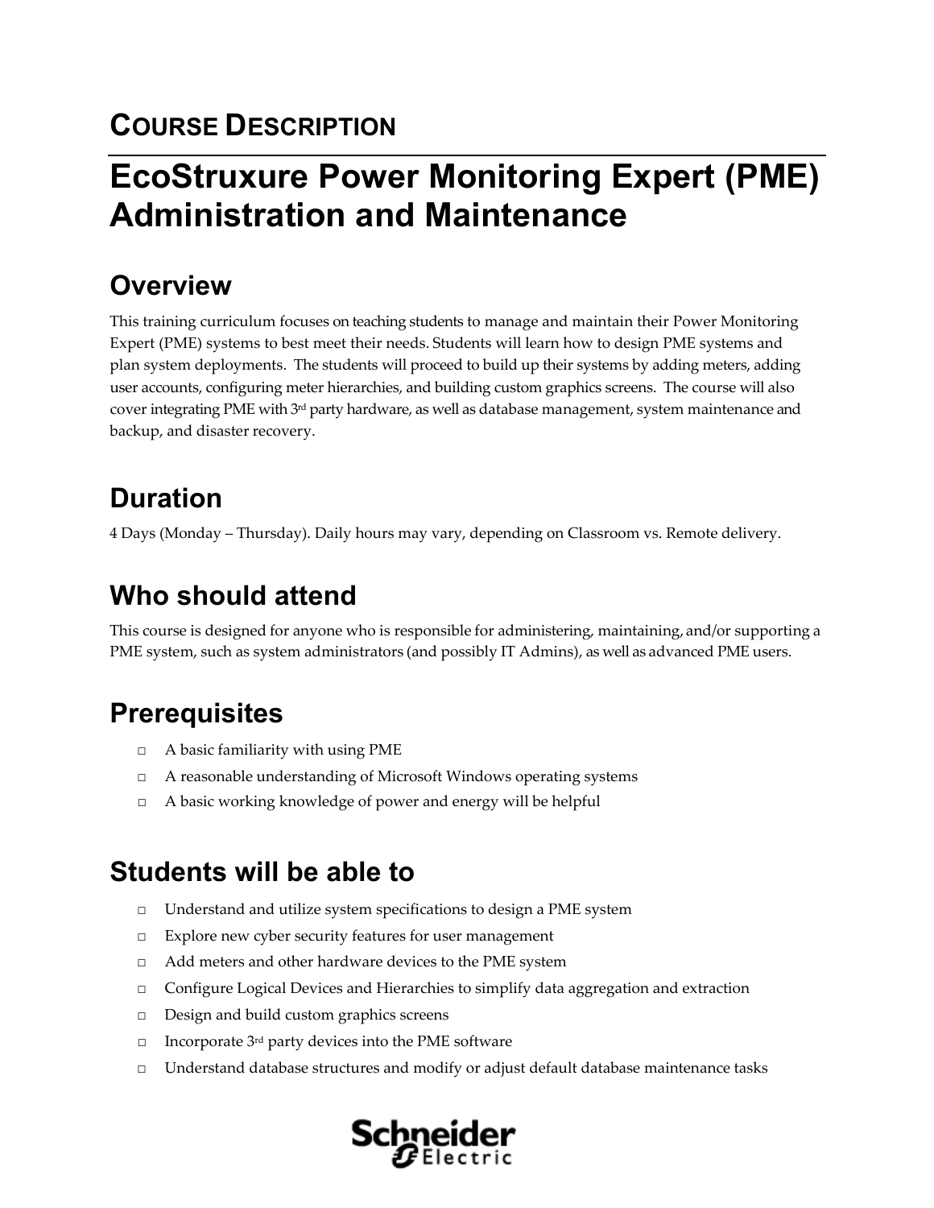## COURSE DESCRIPTION

# EcoStruxure Power Monitoring Expert (PME) Administration and Maintenance

## Overview

This training curriculum focuses on teaching students to manage and maintain their Power Monitoring Expert (PME) systems to best meet their needs. Students will learn how to design PME systems and plan system deployments. The students will proceed to build up their systems by adding meters, adding user accounts, configuring meter hierarchies, and building custom graphics screens. The course will also cover integrating PME with 3rd party hardware, as well as database management, system maintenance and backup, and disaster recovery.

## Duration

4 Days (Monday – Thursday). Daily hours may vary, depending on Classroom vs. Remote delivery.

## Who should attend

This course is designed for anyone who is responsible for administering, maintaining, and/or supporting a PME system, such as system administrators (and possibly IT Admins), as well as advanced PME users.

## Prerequisites

- A basic familiarity with using PME
- A reasonable understanding of Microsoft Windows operating systems
- A basic working knowledge of power and energy will be helpful

## Students will be able to

- Understand and utilize system specifications to design a PME system
- Explore new cyber security features for user management
- Add meters and other hardware devices to the PME system
- Configure Logical Devices and Hierarchies to simplify data aggregation and extraction
- Design and build custom graphics screens
- Incorporate 3rd party devices into the PME software
- Understand database structures and modify or adjust default database maintenance tasks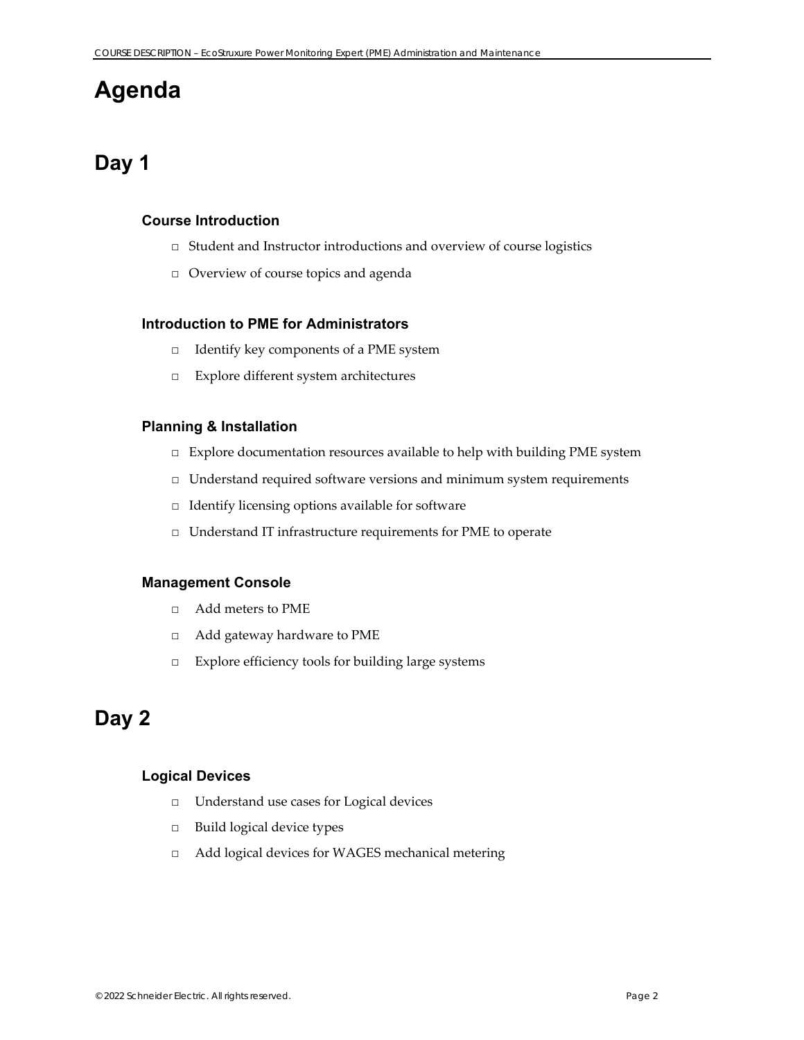# Agenda

## Day 1

### Course Introduction

- Student and Instructor introductions and overview of course logistics
- Overview of course topics and agenda

### Introduction to PME for Administrators

- Identify key components of a PME system
- Explore different system architectures

### Planning & Installation

- Explore documentation resources available to help with building PME system
- Understand required software versions and minimum system requirements
- Identify licensing options available for software
- Understand IT infrastructure requirements for PME to operate

### Management Console

- Add meters to PME
- Add gateway hardware to PME
- Explore efficiency tools for building large systems

## Day 2

### Logical Devices

- Understand use cases for Logical devices
- Build logical device types
- Add logical devices for WAGES mechanical metering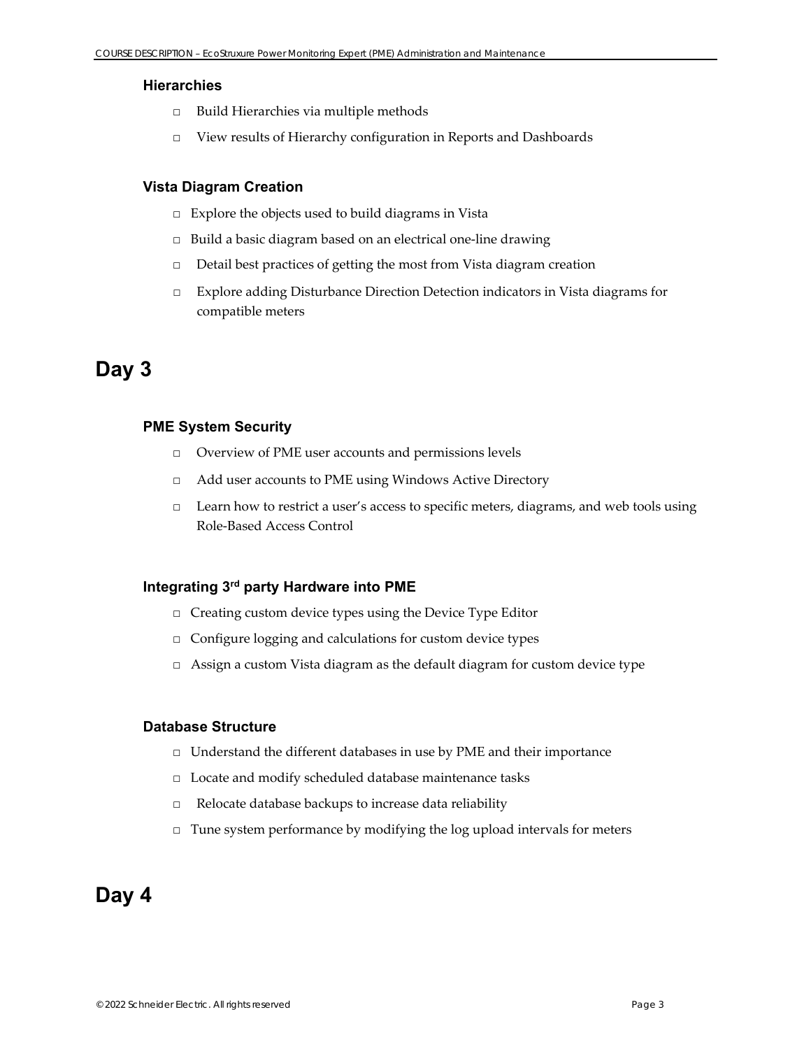### Hierarchies

- Build Hierarchies via multiple methods
- View results of Hierarchy configuration in Reports and Dashboards

### Vista Diagram Creation

- Explore the objects used to build diagrams in Vista
- Build a basic diagram based on an electrical one-line drawing
- Detail best practices of getting the most from Vista diagram creation
- Explore adding Disturbance Direction Detection indicators in Vista diagrams for compatible meters

## Day 3

### PME System Security

- Overview of PME user accounts and permissions levels
- Add user accounts to PME using Windows Active Directory
- Learn how to restrict a user's access to specific meters, diagrams, and web tools using Role-Based Access Control

### Integrating 3rd party Hardware into PME

- Creating custom device types using the Device Type Editor
- Configure logging and calculations for custom device types
- Assign a custom Vista diagram as the default diagram for custom device type

### Database Structure

- Understand the different databases in use by PME and their importance
- Locate and modify scheduled database maintenance tasks
- Relocate database backups to increase data reliability
- Tune system performance by modifying the log upload intervals for meters

## Day 4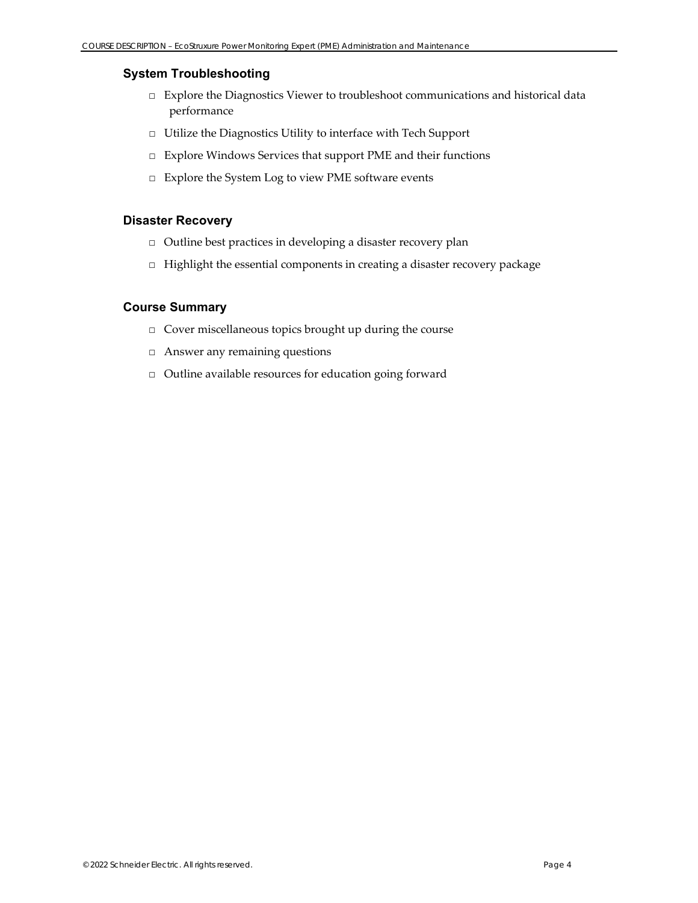### System Troubleshooting

- Explore the Diagnostics Viewer to troubleshoot communications and historical data performance
- Utilize the Diagnostics Utility to interface with Tech Support
- Explore Windows Services that support PME and their functions
- Explore the System Log to view PME software events

### Disaster Recovery

- Outline best practices in developing a disaster recovery plan
- Highlight the essential components in creating a disaster recovery package

### Course Summary

- Cover miscellaneous topics brought up during the course
- Answer any remaining questions
- Outline available resources for education going forward